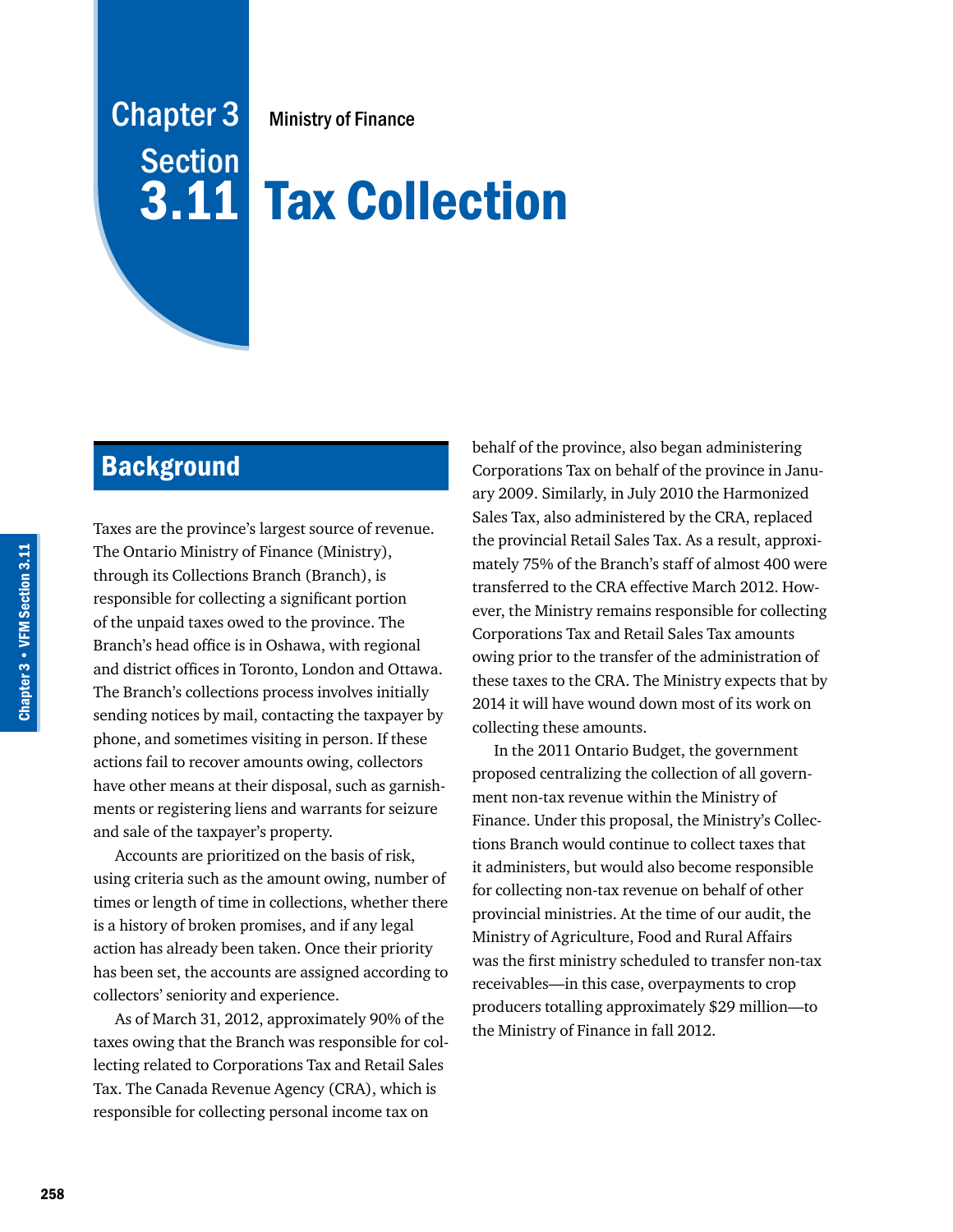# Chapter 3 Section 3.11

Ministry of Finance

# Tax Collection

## Background

Taxes are the province's largest source of revenue. The Ontario Ministry of Finance (Ministry), through its Collections Branch (Branch), is responsible for collecting a significant portion of the unpaid taxes owed to the province. The Branch's head office is in Oshawa, with regional and district offices in Toronto, London and Ottawa. The Branch's collections process involves initially sending notices by mail, contacting the taxpayer by phone, and sometimes visiting in person. If these actions fail to recover amounts owing, collectors have other means at their disposal, such as garnishments or registering liens and warrants for seizure and sale of the taxpayer's property.

Accounts are prioritized on the basis of risk, using criteria such as the amount owing, number of times or length of time in collections, whether there is a history of broken promises, and if any legal action has already been taken. Once their priority has been set, the accounts are assigned according to collectors' seniority and experience.

As of March 31, 2012, approximately 90% of the taxes owing that the Branch was responsible for collecting related to Corporations Tax and Retail Sales Tax. The Canada Revenue Agency (CRA), which is responsible for collecting personal income tax on behalf of the province, also began administering Corporations Tax on behalf of the province in January 2009. Similarly, in July 2010 the Harmonized Sales Tax, also administered by the CRA, replaced the provincial Retail Sales Tax. As a result, approximately 75% of the Branch's staff of almost 400 were transferred to the CRA effective March 2012. However, the Ministry remains responsible for collecting Corporations Tax and Retail Sales Tax amounts owing prior to the transfer of the administration of these taxes to the CRA. The Ministry expects that by 2014 it will have wound down most of its work on collecting these amounts.

In the 2011 Ontario Budget, the government proposed centralizing the collection of all government non-tax revenue within the Ministry of Finance. Under this proposal, the Ministry's Collections Branch would continue to collect taxes that it administers, but would also become responsible for collecting non-tax revenue on behalf of other provincial ministries. At the time of our audit, the Ministry of Agriculture, Food and Rural Affairs was the first ministry scheduled to transfer non-tax receivables—in this case, overpayments to crop producers totalling approximately $29 million—to the Ministry of Finance in fall 2012.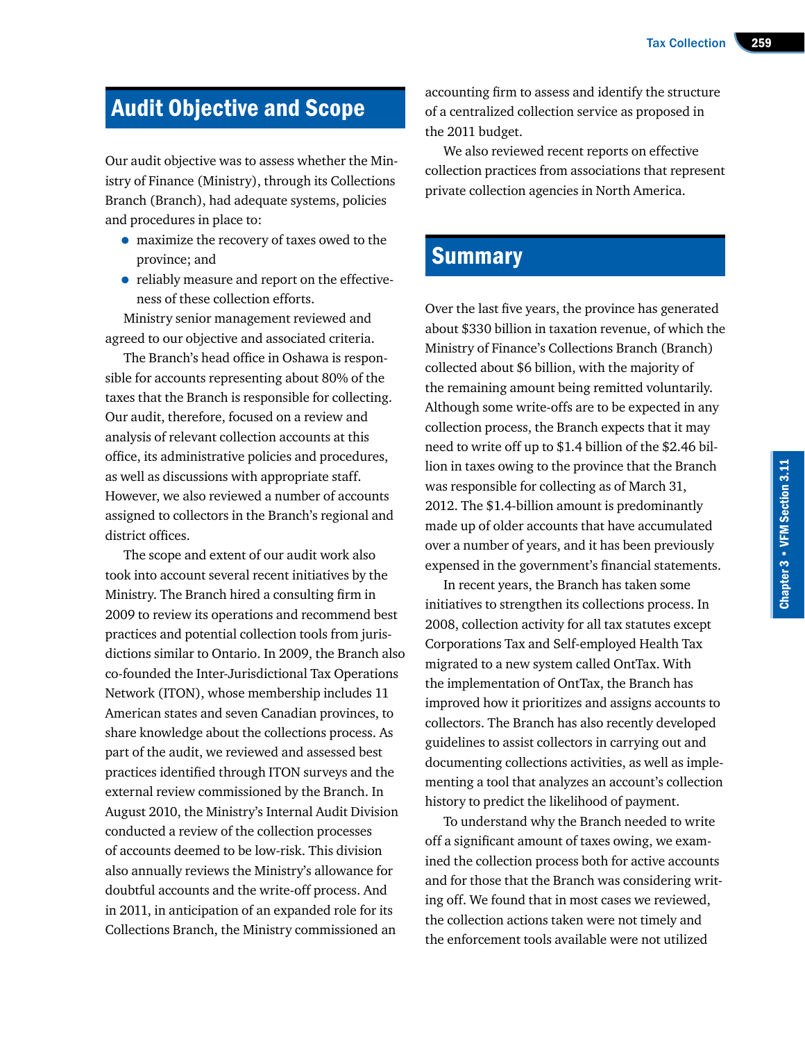## Audit Objective and Scope

Our audit objective was to assess whether the Ministry of Finance (Ministry), through its Collections Branch (Branch), had adequate systems, policies and procedures in place to:

- maximize the recovery of taxes owed to the province; and
- reliably measure and report on the effectiveness of these collection efforts.

Ministry senior management reviewed and agreed to our objective and associated criteria.

The Branch's head office in Oshawa is responsible for accounts representing about 80% of the taxes that the Branch is responsible for collecting. Our audit, therefore, focused on a review and analysis of relevant collection accounts at this office, its administrative policies and procedures, as well as discussions with appropriate staff. However, we also reviewed a number of accounts assigned to collectors in the Branch's regional and district offices.

The scope and extent of our audit work also took into account several recent initiatives by the Ministry. The Branch hired a consulting firm in 2009 to review its operations and recommend best practices and potential collection tools from jurisdictions similar to Ontario. In 2009, the Branch also co-founded the Inter-Jurisdictional Tax Operations Network (ITON), whose membership includes 11 American states and seven Canadian provinces, to share knowledge about the collections process. As part of the audit, we reviewed and assessed best practices identified through ITON surveys and the external review commissioned by the Branch. In August 2010, the Ministry's Internal Audit Division conducted a review of the collection processes of accounts deemed to be low-risk. This division also annually reviews the Ministry's allowance for doubtful accounts and the write-off process. And in 2011, in anticipation of an expanded role for its Collections Branch, the Ministry commissioned an accounting firm to assess and identify the structure of a centralized collection service as proposed in the 2011 budget.

We also reviewed recent reports on effective collection practices from associations that represent private collection agencies in North America.

## Summary

Over the last five years, the province has generated about $330 billion in taxation revenue, of which the Ministry of Finance's Collections Branch (Branch) collected about $6 billion, with the majority of the remaining amount being remitted voluntarily. Although some write-offs are to be expected in any collection process, the Branch expects that it may need to write off up to $1.4 billion of the $2.46 billion in taxes owing to the province that the Branch was responsible for collecting as of March 31, 2012. The $1.4-billion amount is predominantly made up of older accounts that have accumulated over a number of years, and it has been previously expensed in the government's financial statements.

In recent years, the Branch has taken some initiatives to strengthen its collections process. In 2008, collection activity for all tax statutes except Corporations Tax and Self-employed Health Tax migrated to a new system called OntTax. With the implementation of OntTax, the Branch has improved how it prioritizes and assigns accounts to collectors. The Branch has also recently developed guidelines to assist collectors in carrying out and documenting collections activities, as well as implementing a tool that analyzes an account's collection history to predict the likelihood of payment.

To understand why the Branch needed to write off a significant amount of taxes owing, we examined the collection process both for active accounts and for those that the Branch was considering writing off. We found that in most cases we reviewed, the collection actions taken were not timely and the enforcement tools available were not utilized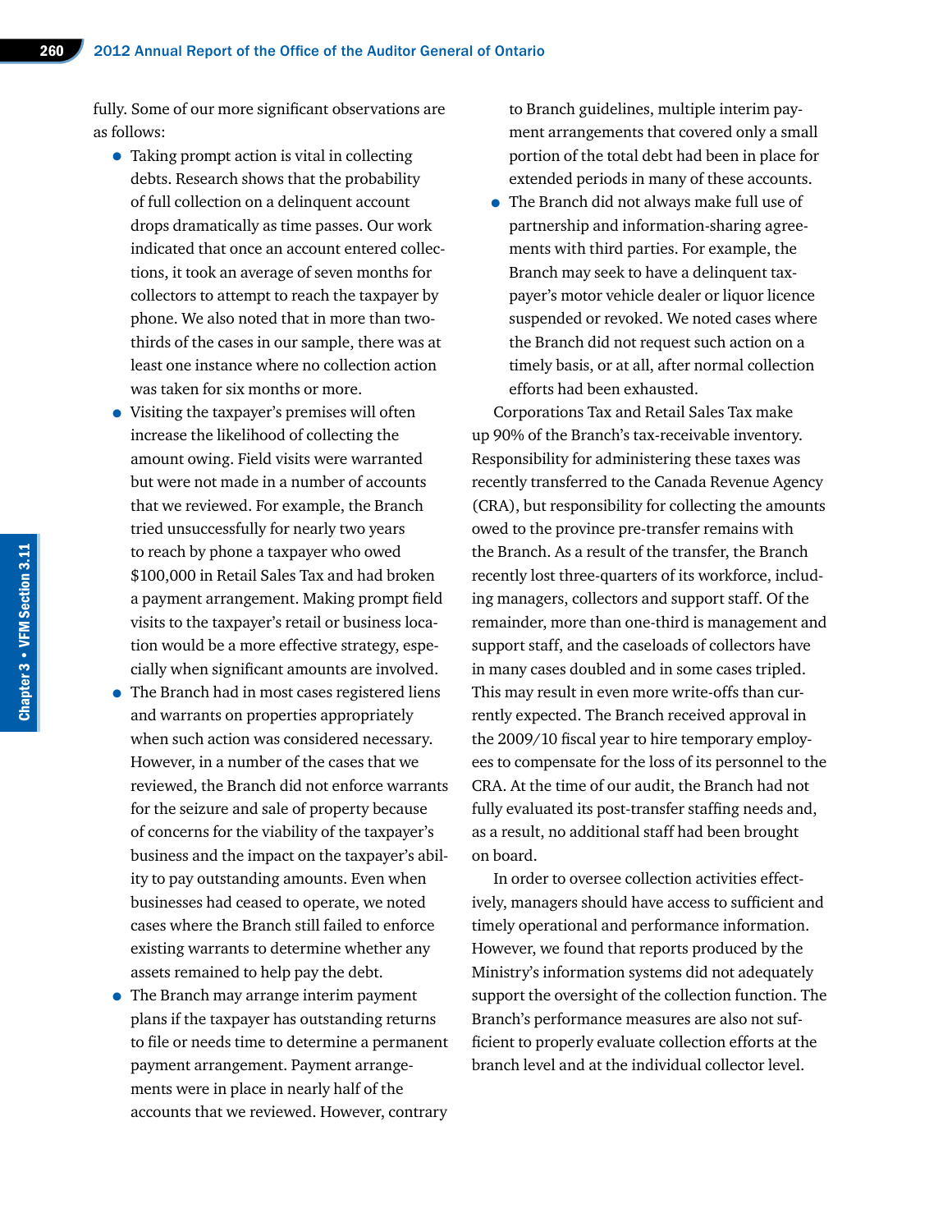fully. Some of our more significant observations are as follows:

- Taking prompt action is vital in collecting debts. Research shows that the probability of full collection on a delinquent account drops dramatically as time passes. Our work indicated that once an account entered collections, it took an average of seven months for collectors to attempt to reach the taxpayer by phone. We also noted that in more than two-thirds of the cases in our sample, there was at least one instance where no collection action was taken for six months or more.
- Visiting the taxpayer's premises will often increase the likelihood of collecting the amount owing. Field visits were warranted but were not made in a number of accounts that we reviewed. For example, the Branch tried unsuccessfully for nearly two years to reach by phone a taxpayer who owed $100,000 in Retail Sales Tax and had broken a payment arrangement. Making prompt field visits to the taxpayer's retail or business location would be a more effective strategy, especially when significant amounts are involved.
- The Branch had in most cases registered liens and warrants on properties appropriately when such action was considered necessary. However, in a number of the cases that we reviewed, the Branch did not enforce warrants for the seizure and sale of property because of concerns for the viability of the taxpayer's business and the impact on the taxpayer's ability to pay outstanding amounts. Even when businesses had ceased to operate, we noted cases where the Branch still failed to enforce existing warrants to determine whether any assets remained to help pay the debt.
- The Branch may arrange interim payment plans if the taxpayer has outstanding returns to file or needs time to determine a permanent payment arrangement. Payment arrangements were in place in nearly half of the accounts that we reviewed. However, contrary to Branch guidelines, multiple interim payment arrangements that covered only a small portion of the total debt had been in place for extended periods in many of these accounts.
- The Branch did not always make full use of partnership and information-sharing agreements with third parties. For example, the Branch may seek to have a delinquent taxpayer's motor vehicle dealer or liquor licence suspended or revoked. We noted cases where the Branch did not request such action on a timely basis, or at all, after normal collection efforts had been exhausted.

Corporations Tax and Retail Sales Tax make up 90% of the Branch's tax-receivable inventory. Responsibility for administering these taxes was recently transferred to the Canada Revenue Agency (CRA), but responsibility for collecting the amounts owed to the province pre-transfer remains with the Branch. As a result of the transfer, the Branch recently lost three-quarters of its workforce, including managers, collectors and support staff. Of the remainder, more than one-third is management and support staff, and the caseloads of collectors have in many cases doubled and in some cases tripled. This may result in even more write-offs than currently expected. The Branch received approval in the 2009/10 fiscal year to hire temporary employees to compensate for the loss of its personnel to the CRA. At the time of our audit, the Branch had not fully evaluated its post-transfer staffing needs and, as a result, no additional staff had been brought on board.

In order to oversee collection activities effectively, managers should have access to sufficient and timely operational and performance information. However, we found that reports produced by the Ministry's information systems did not adequately support the oversight of the collection function. The Branch's performance measures are also not sufficient to properly evaluate collection efforts at the branch level and at the individual collector level.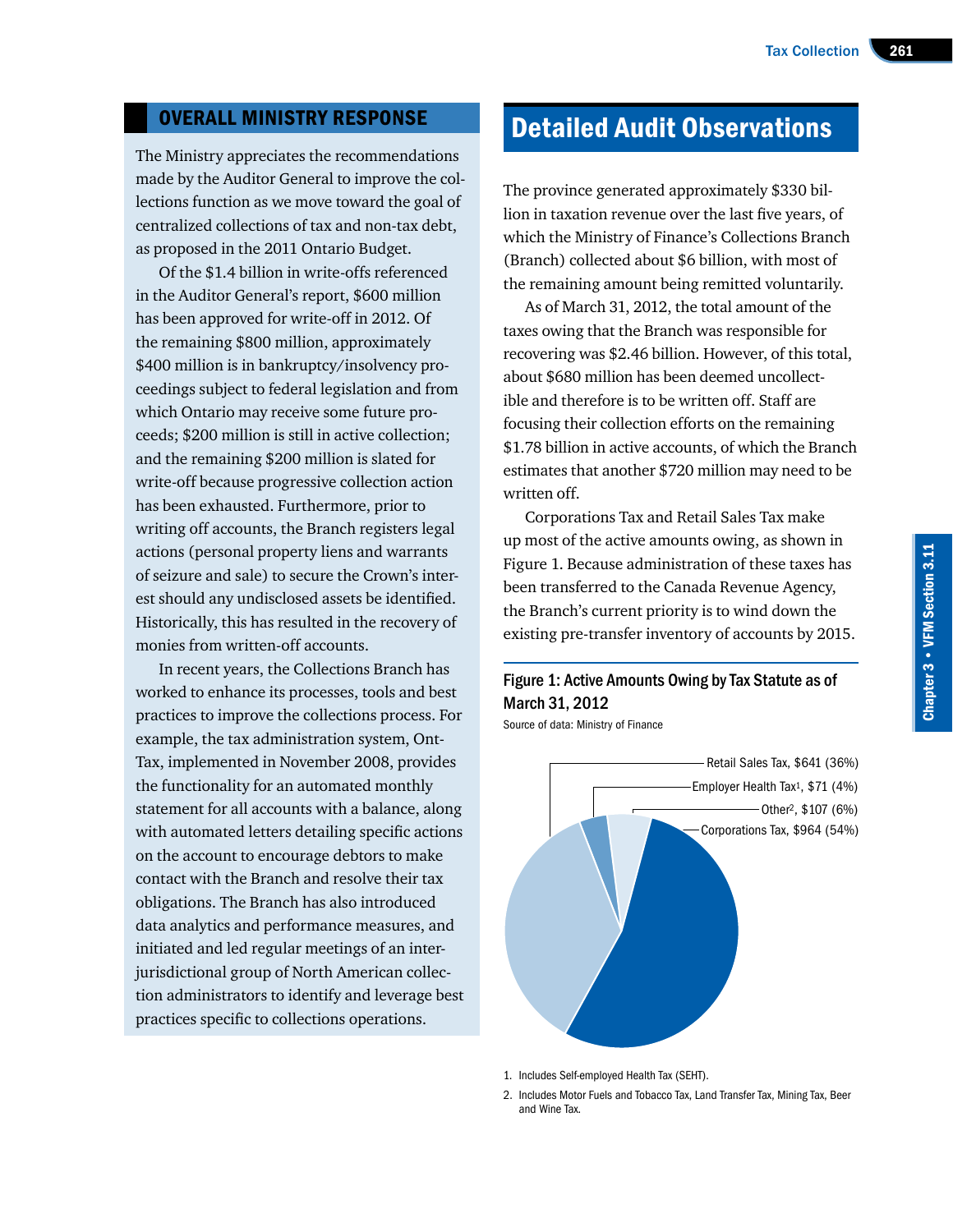## OVERALL MINISTRY RESPONSE

The Ministry appreciates the recommendations made by the Auditor General to improve the collections function as we move toward the goal of centralized collections of tax and non-tax debt, as proposed in the 2011 Ontario Budget.

Of the $1.4 billion in write-offs referenced in the Auditor General's report, $600 million has been approved for write-off in 2012. Of the remaining $800 million, approximately $400 million is in bankruptcy/insolvency proceedings subject to federal legislation and from which Ontario may receive some future proceeds; $200 million is still in active collection; and the remaining $200 million is slated for write-off because progressive collection action has been exhausted. Furthermore, prior to writing off accounts, the Branch registers legal actions (personal property liens and warrants of seizure and sale) to secure the Crown's interest should any undisclosed assets be identified. Historically, this has resulted in the recovery of monies from written-off accounts.

In recent years, the Collections Branch has worked to enhance its processes, tools and best practices to improve the collections process. For example, the tax administration system, Ont-Tax, implemented in November 2008, provides the functionality for an automated monthly statement for all accounts with a balance, along with automated letters detailing specific actions on the account to encourage debtors to make contact with the Branch and resolve their tax obligations. The Branch has also introduced data analytics and performance measures, and initiated and led regular meetings of an inter-jurisdictional group of North American collection administrators to identify and leverage best practices specific to collections operations.

# Detailed Audit Observations

The province generated approximately $330 billion in taxation revenue over the last five years, of which the Ministry of Finance's Collections Branch (Branch) collected about $6 billion, with most of the remaining amount being remitted voluntarily.

As of March 31, 2012, the total amount of the taxes owing that the Branch was responsible for recovering was $2.46 billion. However, of this total, about $680 million has been deemed uncollectible and therefore is to be written off. Staff are focusing their collection efforts on the remaining $1.78 billion in active accounts, of which the Branch estimates that another $720 million may need to be written off.

Corporations Tax and Retail Sales Tax make up most of the active amounts owing, as shown in Figure 1. Because administration of these taxes has been transferred to the Canada Revenue Agency, the Branch's current priority is to wind down the existing pre-transfer inventory of accounts by 2015.

**Figure 1: Active Amounts Owing by Tax Statute as of March 31, 2012**

Source of data: Ministry of Finance

| Tax Statute | Amount | Percentage |
|---|---|---|
| Retail Sales Tax | $641 | 36% |
| Employer Health Tax[1] | $71 | 4% |
| Other[2] | $107 | 6% |
| Corporations Tax | $964 | 54% |

1. Includes Self-employed Health Tax (SEHT).
2. Includes Motor Fuels and Tobacco Tax, Land Transfer Tax, Mining Tax, Beer and Wine Tax.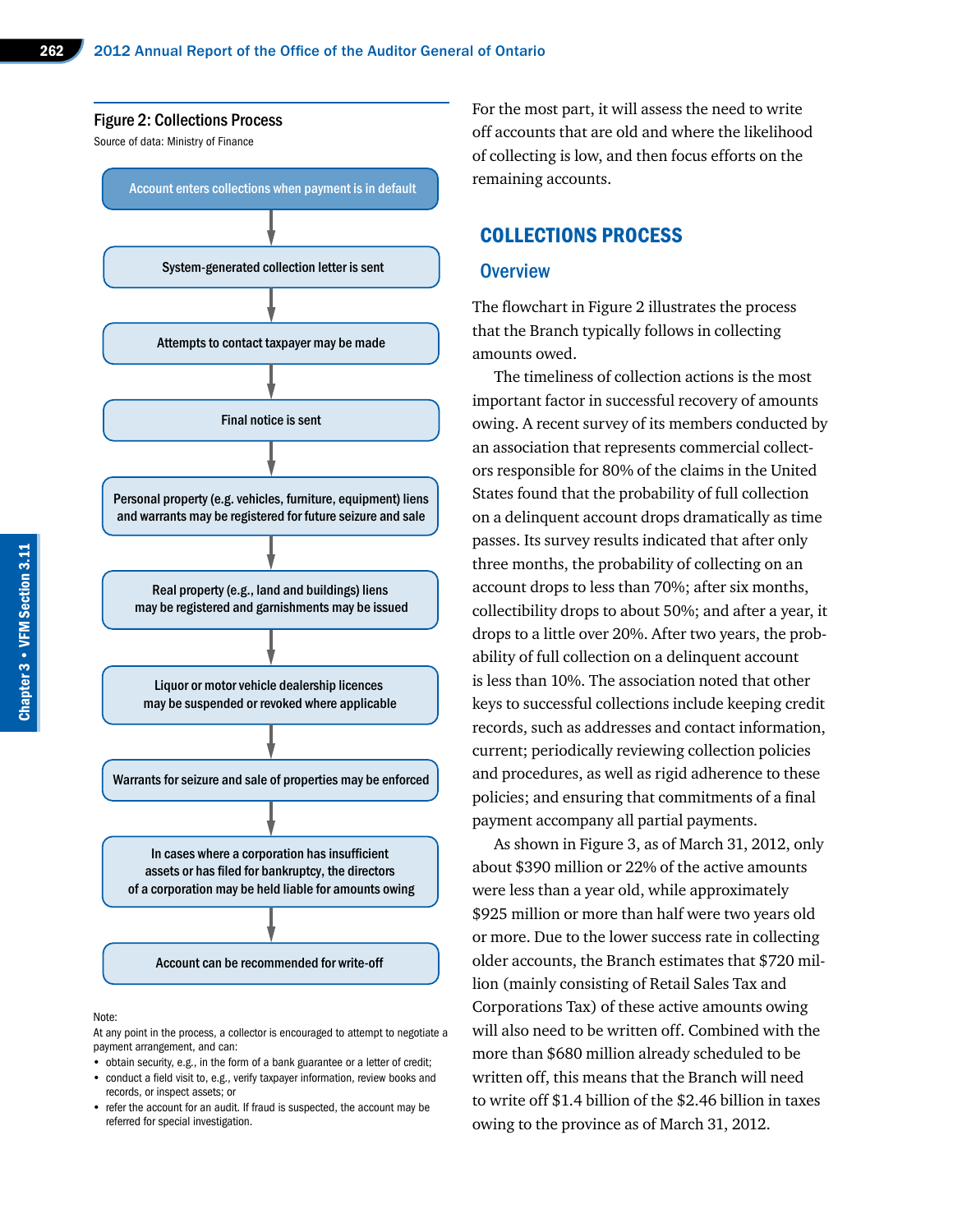Figure 2: Collections Process

Source of data: Ministry of Finance

1. Account enters collections when payment is in default
2. System-generated collection letter is sent
3. Attempts to contact taxpayer may be made
4. Final notice is sent
5. Personal property (e.g. vehicles, furniture, equipment) liens and warrants may be registered for future seizure and sale
6. Real property (e.g., land and buildings) liens may be registered and garnishments may be issued
7. Liquor or motor vehicle dealership licences may be suspended or revoked where applicable
8. Warrants for seizure and sale of properties may be enforced
9. In cases where a corporation has insufficient assets or has filed for bankruptcy, the directors of a corporation may be held liable for amounts owing
10. Account can be recommended for write-off

Note:

At any point in the process, a collector is encouraged to attempt to negotiate a payment arrangement, and can:

- obtain security, e.g., in the form of a bank guarantee or a letter of credit;
- conduct a field visit to, e.g., verify taxpayer information, review books and records, or inspect assets; or
- refer the account for an audit. If fraud is suspected, the account may be referred for special investigation.

For the most part, it will assess the need to write off accounts that are old and where the likelihood of collecting is low, and then focus efforts on the remaining accounts.

## COLLECTIONS PROCESS

### Overview

The flowchart in Figure 2 illustrates the process that the Branch typically follows in collecting amounts owed.

The timeliness of collection actions is the most important factor in successful recovery of amounts owing. A recent survey of its members conducted by an association that represents commercial collectors responsible for 80% of the claims in the United States found that the probability of full collection on a delinquent account drops dramatically as time passes. Its survey results indicated that after only three months, the probability of collecting on an account drops to less than 70%; after six months, collectibility drops to about 50%; and after a year, it drops to a little over 20%. After two years, the probability of full collection on a delinquent account is less than 10%. The association noted that other keys to successful collections include keeping credit records, such as addresses and contact information, current; periodically reviewing collection policies and procedures, as well as rigid adherence to these policies; and ensuring that commitments of a final payment accompany all partial payments.

As shown in Figure 3, as of March 31, 2012, only about $390 million or 22% of the active amounts were less than a year old, while approximately $925 million or more than half were two years old or more. Due to the lower success rate in collecting older accounts, the Branch estimates that $720 million (mainly consisting of Retail Sales Tax and Corporations Tax) of these active amounts owing will also need to be written off. Combined with the more than $680 million already scheduled to be written off, this means that the Branch will need to write off $1.4 billion of the $2.46 billion in taxes owing to the province as of March 31, 2012.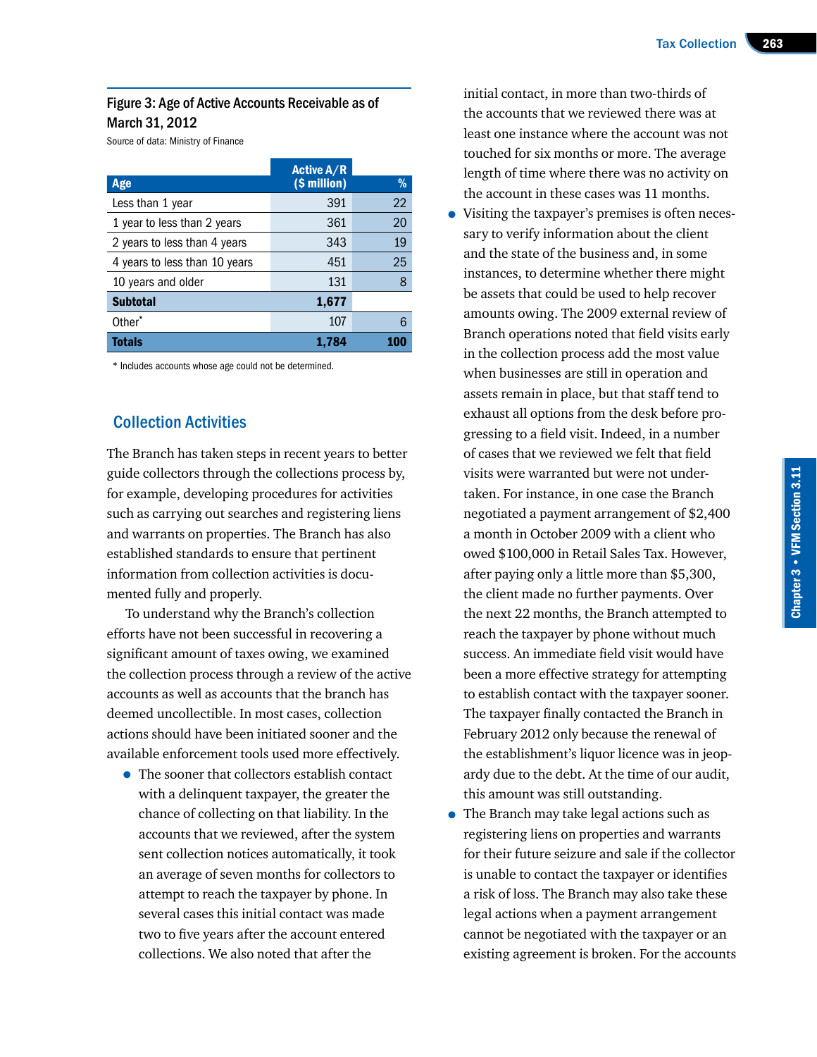Figure 3: Age of Active Accounts Receivable as of March 31, 2012

Source of data: Ministry of Finance

| Age | Active A/R ($ million) | % |
|---|---|---|
| Less than 1 year | 391 | 22 |
| 1 year to less than 2 years | 361 | 20 |
| 2 years to less than 4 years | 343 | 19 |
| 4 years to less than 10 years | 451 | 25 |
| 10 years and older | 131 | 8 |
| **Subtotal** | **1,677** | |
| Other* | 107 | 6 |
| **Totals** | **1,784** | **100** |

* Includes accounts whose age could not be determined.

## Collection Activities

The Branch has taken steps in recent years to better guide collectors through the collections process by, for example, developing procedures for activities such as carrying out searches and registering liens and warrants on properties. The Branch has also established standards to ensure that pertinent information from collection activities is documented fully and properly.

To understand why the Branch's collection efforts have not been successful in recovering a significant amount of taxes owing, we examined the collection process through a review of the active accounts as well as accounts that the branch has deemed uncollectible. In most cases, collection actions should have been initiated sooner and the available enforcement tools used more effectively.

- The sooner that collectors establish contact with a delinquent taxpayer, the greater the chance of collecting on that liability. In the accounts that we reviewed, after the system sent collection notices automatically, it took an average of seven months for collectors to attempt to reach the taxpayer by phone. In several cases this initial contact was made two to five years after the account entered collections. We also noted that after the initial contact, in more than two-thirds of the accounts that we reviewed there was at least one instance where the account was not touched for six months or more. The average length of time where there was no activity on the account in these cases was 11 months.
- Visiting the taxpayer's premises is often necessary to verify information about the client and the state of the business and, in some instances, to determine whether there might be assets that could be used to help recover amounts owing. The 2009 external review of Branch operations noted that field visits early in the collection process add the most value when businesses are still in operation and assets remain in place, but that staff tend to exhaust all options from the desk before progressing to a field visit. Indeed, in a number of cases that we reviewed we felt that field visits were warranted but were not undertaken. For instance, in one case the Branch negotiated a payment arrangement of $2,400 a month in October 2009 with a client who owed $100,000 in Retail Sales Tax. However, after paying only a little more than $5,300, the client made no further payments. Over the next 22 months, the Branch attempted to reach the taxpayer by phone without much success. An immediate field visit would have been a more effective strategy for attempting to establish contact with the taxpayer sooner. The taxpayer finally contacted the Branch in February 2012 only because the renewal of the establishment's liquor licence was in jeopardy due to the debt. At the time of our audit, this amount was still outstanding.
- The Branch may take legal actions such as registering liens on properties and warrants for their future seizure and sale if the collector is unable to contact the taxpayer or identifies a risk of loss. The Branch may also take these legal actions when a payment arrangement cannot be negotiated with the taxpayer or an existing agreement is broken. For the accounts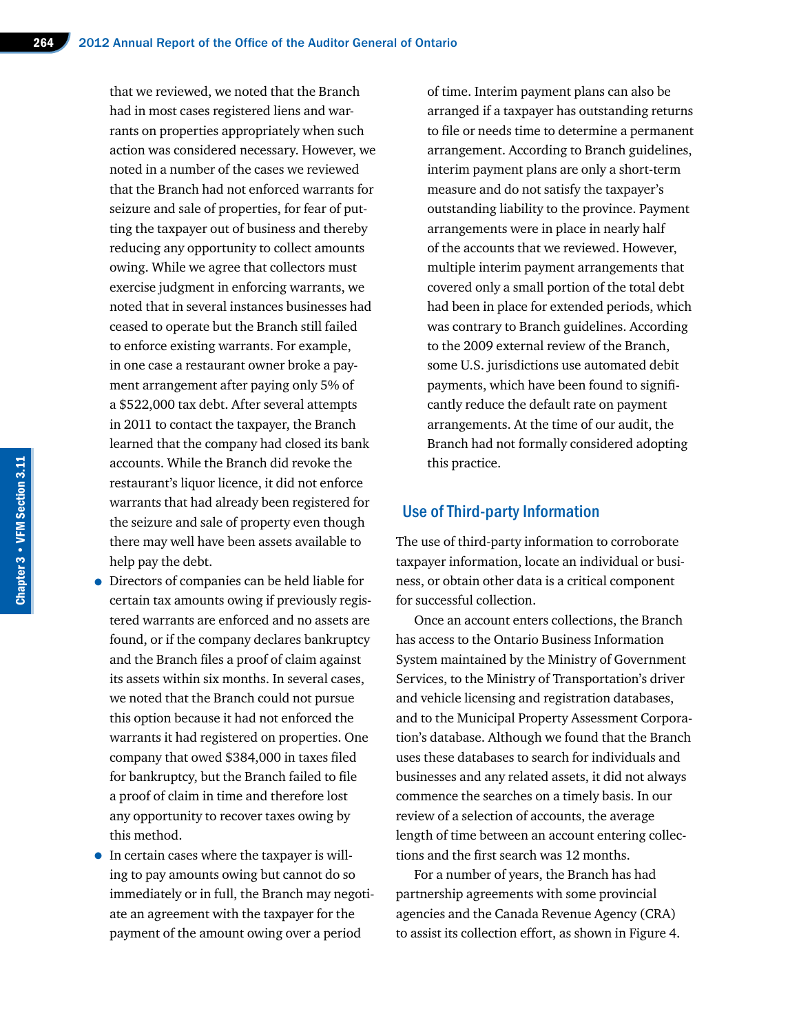that we reviewed, we noted that the Branch had in most cases registered liens and warrants on properties appropriately when such action was considered necessary. However, we noted in a number of the cases we reviewed that the Branch had not enforced warrants for seizure and sale of properties, for fear of putting the taxpayer out of business and thereby reducing any opportunity to collect amounts owing. While we agree that collectors must exercise judgment in enforcing warrants, we noted that in several instances businesses had ceased to operate but the Branch still failed to enforce existing warrants. For example, in one case a restaurant owner broke a payment arrangement after paying only 5% of a $522,000 tax debt. After several attempts in 2011 to contact the taxpayer, the Branch learned that the company had closed its bank accounts. While the Branch did revoke the restaurant's liquor licence, it did not enforce warrants that had already been registered for the seizure and sale of property even though there may well have been assets available to help pay the debt.

- Directors of companies can be held liable for certain tax amounts owing if previously registered warrants are enforced and no assets are found, or if the company declares bankruptcy and the Branch files a proof of claim against its assets within six months. In several cases, we noted that the Branch could not pursue this option because it had not enforced the warrants it had registered on properties. One company that owed $384,000 in taxes filed for bankruptcy, but the Branch failed to file a proof of claim in time and therefore lost any opportunity to recover taxes owing by this method.
- In certain cases where the taxpayer is willing to pay amounts owing but cannot do so immediately or in full, the Branch may negotiate an agreement with the taxpayer for the payment of the amount owing over a period of time. Interim payment plans can also be arranged if a taxpayer has outstanding returns to file or needs time to determine a permanent arrangement. According to Branch guidelines, interim payment plans are only a short-term measure and do not satisfy the taxpayer's outstanding liability to the province. Payment arrangements were in place in nearly half of the accounts that we reviewed. However, multiple interim payment arrangements that covered only a small portion of the total debt had been in place for extended periods, which was contrary to Branch guidelines. According to the 2009 external review of the Branch, some U.S. jurisdictions use automated debit payments, which have been found to significantly reduce the default rate on payment arrangements. At the time of our audit, the Branch had not formally considered adopting this practice.

## Use of Third-party Information

The use of third-party information to corroborate taxpayer information, locate an individual or business, or obtain other data is a critical component for successful collection.

Once an account enters collections, the Branch has access to the Ontario Business Information System maintained by the Ministry of Government Services, to the Ministry of Transportation's driver and vehicle licensing and registration databases, and to the Municipal Property Assessment Corporation's database. Although we found that the Branch uses these databases to search for individuals and businesses and any related assets, it did not always commence the searches on a timely basis. In our review of a selection of accounts, the average length of time between an account entering collections and the first search was 12 months.

For a number of years, the Branch has had partnership agreements with some provincial agencies and the Canada Revenue Agency (CRA) to assist its collection effort, as shown in Figure 4.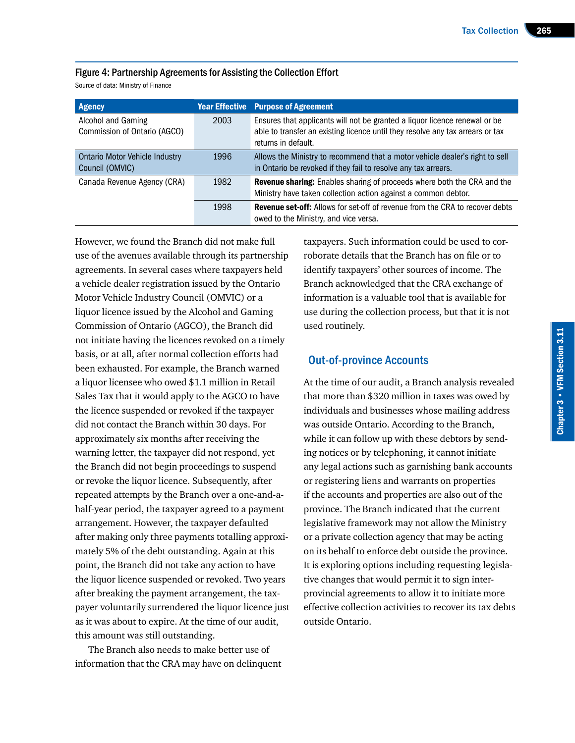#### Figure 4: Partnership Agreements for Assisting the Collection Effort

Source of data: Ministry of Finance

| Agency | Year Effective | Purpose of Agreement |
|---|---|---|
| Alcohol and Gaming Commission of Ontario (AGCO) | 2003 | Ensures that applicants will not be granted a liquor licence renewal or be able to transfer an existing licence until they resolve any tax arrears or tax returns in default. |
| Ontario Motor Vehicle Industry Council (OMVIC) | 1996 | Allows the Ministry to recommend that a motor vehicle dealer's right to sell in Ontario be revoked if they fail to resolve any tax arrears. |
| Canada Revenue Agency (CRA) | 1982 | **Revenue sharing:** Enables sharing of proceeds where both the CRA and the Ministry have taken collection action against a common debtor. |
| | 1998 | **Revenue set-off:** Allows for set-off of revenue from the CRA to recover debts owed to the Ministry, and vice versa. |

However, we found the Branch did not make full use of the avenues available through its partnership agreements. In several cases where taxpayers held a vehicle dealer registration issued by the Ontario Motor Vehicle Industry Council (OMVIC) or a liquor licence issued by the Alcohol and Gaming Commission of Ontario (AGCO), the Branch did not initiate having the licences revoked on a timely basis, or at all, after normal collection efforts had been exhausted. For example, the Branch warned a liquor licensee who owed $1.1 million in Retail Sales Tax that it would apply to the AGCO to have the licence suspended or revoked if the taxpayer did not contact the Branch within 30 days. For approximately six months after receiving the warning letter, the taxpayer did not respond, yet the Branch did not begin proceedings to suspend or revoke the liquor licence. Subsequently, after repeated attempts by the Branch over a one-and-a-half-year period, the taxpayer agreed to a payment arrangement. However, the taxpayer defaulted after making only three payments totalling approximately 5% of the debt outstanding. Again at this point, the Branch did not take any action to have the liquor licence suspended or revoked. Two years after breaking the payment arrangement, the taxpayer voluntarily surrendered the liquor licence just as it was about to expire. At the time of our audit, this amount was still outstanding.

The Branch also needs to make better use of information that the CRA may have on delinquent taxpayers. Such information could be used to corroborate details that the Branch has on file or to identify taxpayers' other sources of income. The Branch acknowledged that the CRA exchange of information is a valuable tool that is available for use during the collection process, but that it is not used routinely.

## Out-of-province Accounts

At the time of our audit, a Branch analysis revealed that more than $320 million in taxes was owed by individuals and businesses whose mailing address was outside Ontario. According to the Branch, while it can follow up with these debtors by sending notices or by telephoning, it cannot initiate any legal actions such as garnishing bank accounts or registering liens and warrants on properties if the accounts and properties are also out of the province. The Branch indicated that the current legislative framework may not allow the Ministry or a private collection agency that may be acting on its behalf to enforce debt outside the province. It is exploring options including requesting legislative changes that would permit it to sign interprovincial agreements to allow it to initiate more effective collection activities to recover its tax debts outside Ontario.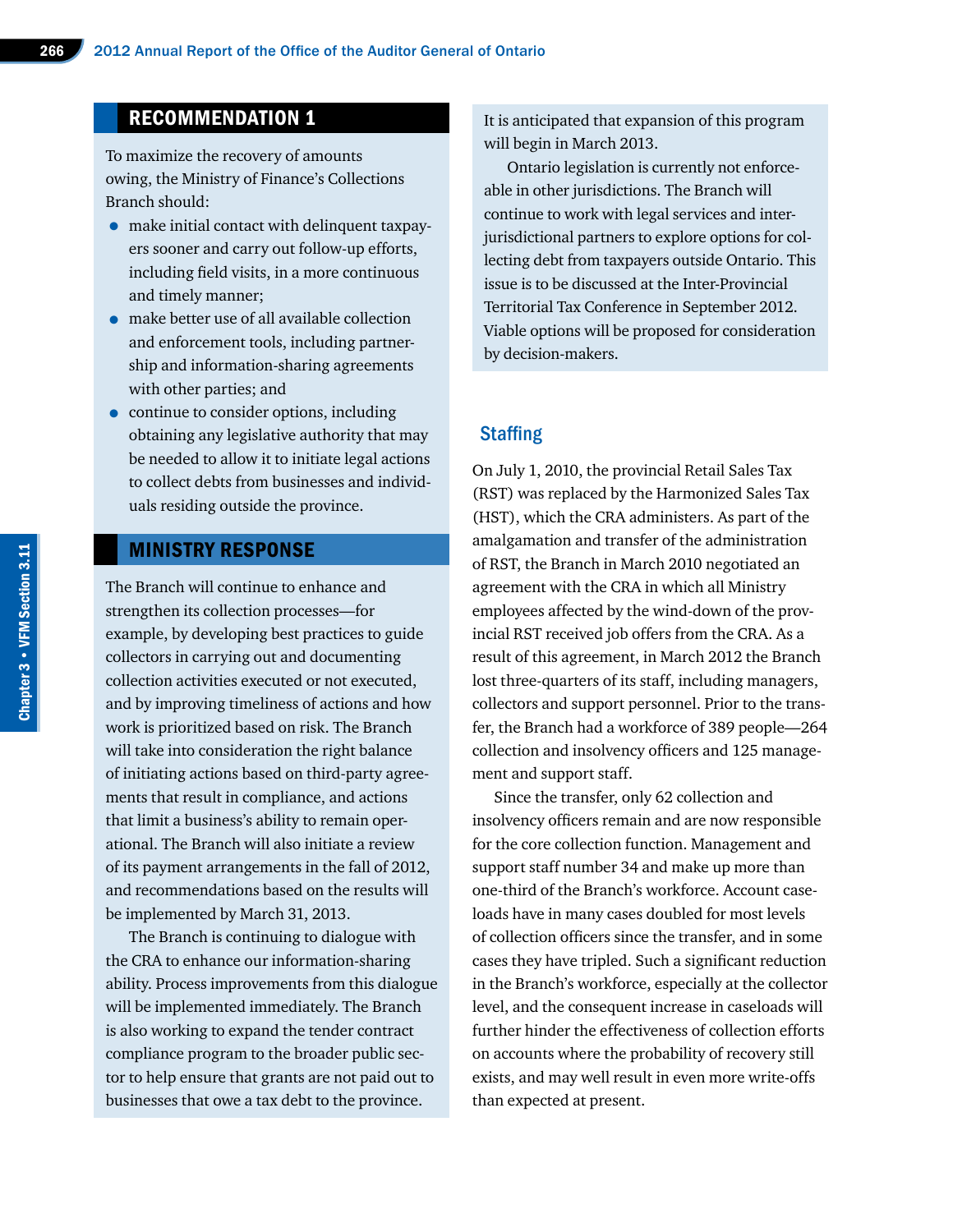## RECOMMENDATION 1

To maximize the recovery of amounts owing, the Ministry of Finance's Collections Branch should:

- make initial contact with delinquent taxpayers sooner and carry out follow-up efforts, including field visits, in a more continuous and timely manner;
- make better use of all available collection and enforcement tools, including partnership and information-sharing agreements with other parties; and
- continue to consider options, including obtaining any legislative authority that may be needed to allow it to initiate legal actions to collect debts from businesses and individuals residing outside the province.

## MINISTRY RESPONSE

The Branch will continue to enhance and strengthen its collection processes—for example, by developing best practices to guide collectors in carrying out and documenting collection activities executed or not executed, and by improving timeliness of actions and how work is prioritized based on risk. The Branch will take into consideration the right balance of initiating actions based on third-party agreements that result in compliance, and actions that limit a business's ability to remain operational. The Branch will also initiate a review of its payment arrangements in the fall of 2012, and recommendations based on the results will be implemented by March 31, 2013.

The Branch is continuing to dialogue with the CRA to enhance our information-sharing ability. Process improvements from this dialogue will be implemented immediately. The Branch is also working to expand the tender contract compliance program to the broader public sector to help ensure that grants are not paid out to businesses that owe a tax debt to the province. It is anticipated that expansion of this program will begin in March 2013.

Ontario legislation is currently not enforceable in other jurisdictions. The Branch will continue to work with legal services and inter-jurisdictional partners to explore options for collecting debt from taxpayers outside Ontario. This issue is to be discussed at the Inter-Provincial Territorial Tax Conference in September 2012. Viable options will be proposed for consideration by decision-makers.

### Staffing

On July 1, 2010, the provincial Retail Sales Tax (RST) was replaced by the Harmonized Sales Tax (HST), which the CRA administers. As part of the amalgamation and transfer of the administration of RST, the Branch in March 2010 negotiated an agreement with the CRA in which all Ministry employees affected by the wind-down of the provincial RST received job offers from the CRA. As a result of this agreement, in March 2012 the Branch lost three-quarters of its staff, including managers, collectors and support personnel. Prior to the transfer, the Branch had a workforce of 389 people—264 collection and insolvency officers and 125 management and support staff.

Since the transfer, only 62 collection and insolvency officers remain and are now responsible for the core collection function. Management and support staff number 34 and make up more than one-third of the Branch's workforce. Account caseloads have in many cases doubled for most levels of collection officers since the transfer, and in some cases they have tripled. Such a significant reduction in the Branch's workforce, especially at the collector level, and the consequent increase in caseloads will further hinder the effectiveness of collection efforts on accounts where the probability of recovery still exists, and may well result in even more write-offs than expected at present.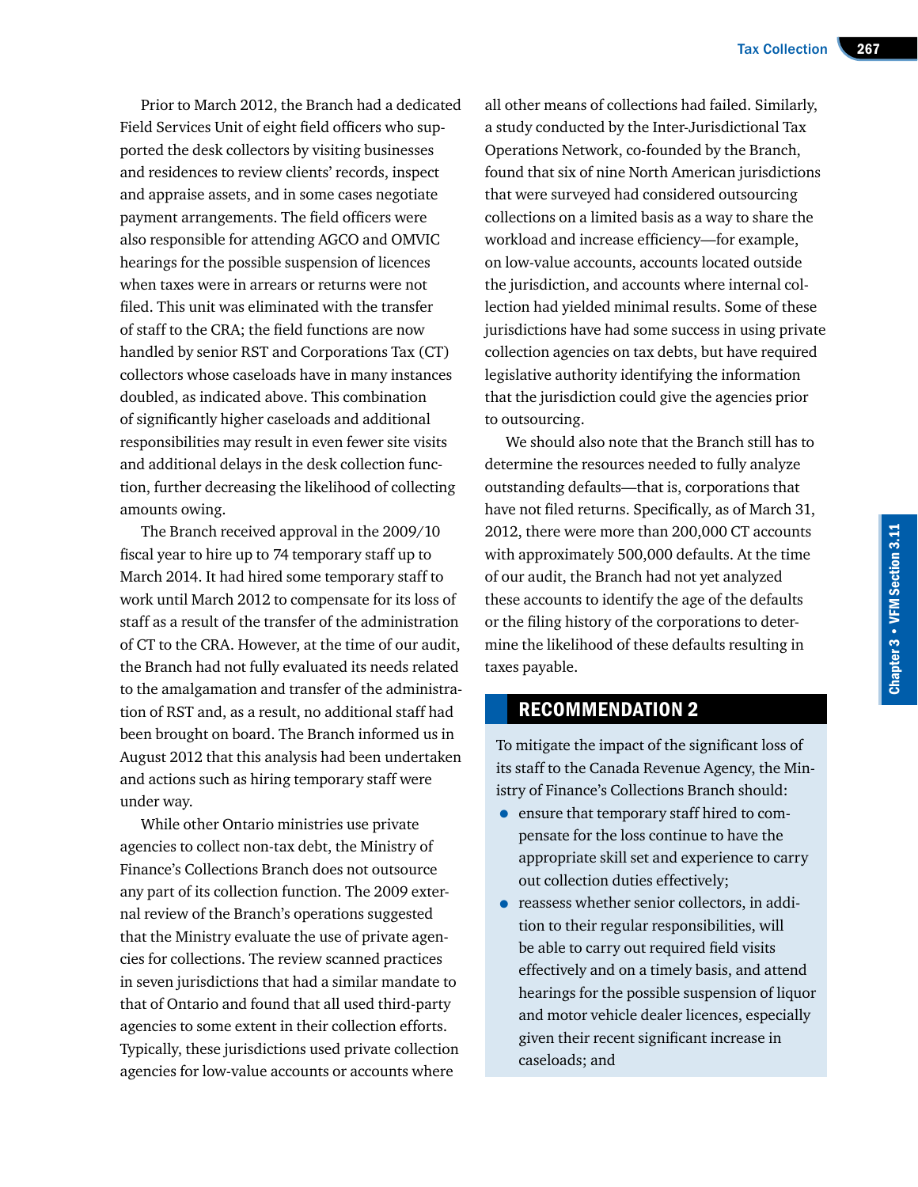Prior to March 2012, the Branch had a dedicated Field Services Unit of eight field officers who supported the desk collectors by visiting businesses and residences to review clients' records, inspect and appraise assets, and in some cases negotiate payment arrangements. The field officers were also responsible for attending AGCO and OMVIC hearings for the possible suspension of licences when taxes were in arrears or returns were not filed. This unit was eliminated with the transfer of staff to the CRA; the field functions are now handled by senior RST and Corporations Tax (CT) collectors whose caseloads have in many instances doubled, as indicated above. This combination of significantly higher caseloads and additional responsibilities may result in even fewer site visits and additional delays in the desk collection function, further decreasing the likelihood of collecting amounts owing.

The Branch received approval in the 2009/10 fiscal year to hire up to 74 temporary staff up to March 2014. It had hired some temporary staff to work until March 2012 to compensate for its loss of staff as a result of the transfer of the administration of CT to the CRA. However, at the time of our audit, the Branch had not fully evaluated its needs related to the amalgamation and transfer of the administration of RST and, as a result, no additional staff had been brought on board. The Branch informed us in August 2012 that this analysis had been undertaken and actions such as hiring temporary staff were under way.

While other Ontario ministries use private agencies to collect non-tax debt, the Ministry of Finance's Collections Branch does not outsource any part of its collection function. The 2009 external review of the Branch's operations suggested that the Ministry evaluate the use of private agencies for collections. The review scanned practices in seven jurisdictions that had a similar mandate to that of Ontario and found that all used third-party agencies to some extent in their collection efforts. Typically, these jurisdictions used private collection agencies for low-value accounts or accounts where all other means of collections had failed. Similarly, a study conducted by the Inter-Jurisdictional Tax Operations Network, co-founded by the Branch, found that six of nine North American jurisdictions that were surveyed had considered outsourcing collections on a limited basis as a way to share the workload and increase efficiency—for example, on low-value accounts, accounts located outside the jurisdiction, and accounts where internal collection had yielded minimal results. Some of these jurisdictions have had some success in using private collection agencies on tax debts, but have required legislative authority identifying the information that the jurisdiction could give the agencies prior to outsourcing.

We should also note that the Branch still has to determine the resources needed to fully analyze outstanding defaults—that is, corporations that have not filed returns. Specifically, as of March 31, 2012, there were more than 200,000 CT accounts with approximately 500,000 defaults. At the time of our audit, the Branch had not yet analyzed these accounts to identify the age of the defaults or the filing history of the corporations to determine the likelihood of these defaults resulting in taxes payable.

## RECOMMENDATION 2

To mitigate the impact of the significant loss of its staff to the Canada Revenue Agency, the Ministry of Finance's Collections Branch should:

- ensure that temporary staff hired to compensate for the loss continue to have the appropriate skill set and experience to carry out collection duties effectively;
- reassess whether senior collectors, in addition to their regular responsibilities, will be able to carry out required field visits effectively and on a timely basis, and attend hearings for the possible suspension of liquor and motor vehicle dealer licences, especially given their recent significant increase in caseloads; and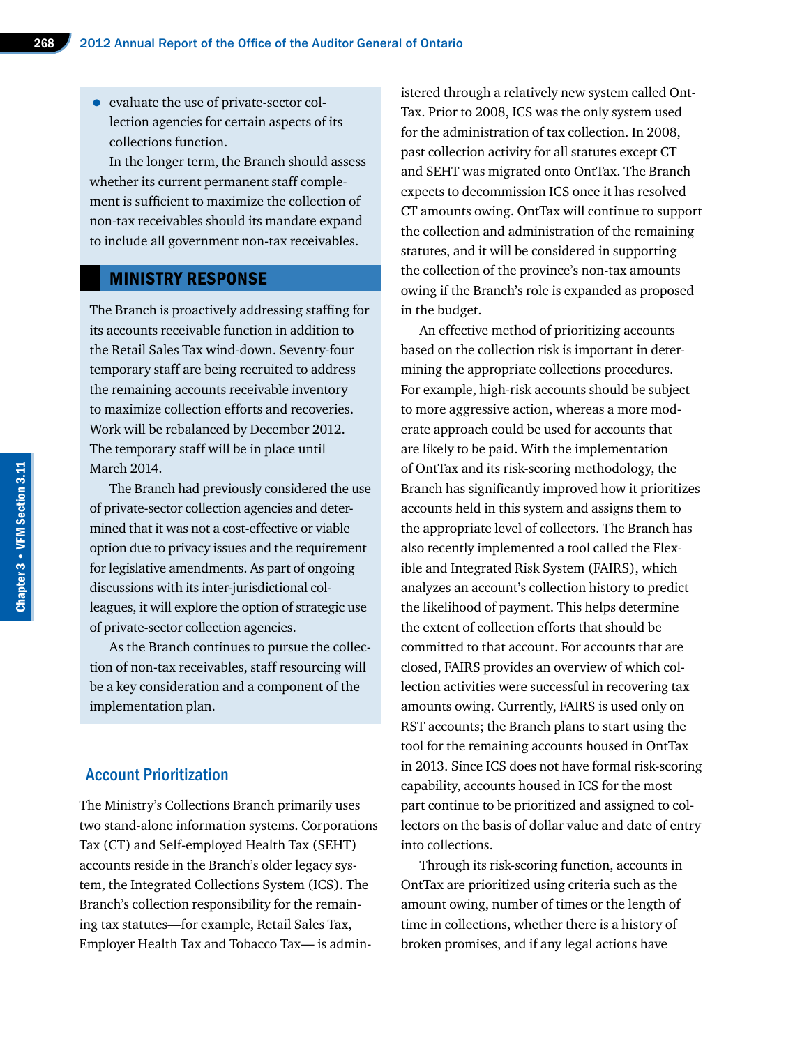- evaluate the use of private-sector collection agencies for certain aspects of its collections function.

In the longer term, the Branch should assess whether its current permanent staff complement is sufficient to maximize the collection of non-tax receivables should its mandate expand to include all government non-tax receivables.

## MINISTRY RESPONSE

The Branch is proactively addressing staffing for its accounts receivable function in addition to the Retail Sales Tax wind-down. Seventy-four temporary staff are being recruited to address the remaining accounts receivable inventory to maximize collection efforts and recoveries. Work will be rebalanced by December 2012. The temporary staff will be in place until March 2014.

The Branch had previously considered the use of private-sector collection agencies and determined that it was not a cost-effective or viable option due to privacy issues and the requirement for legislative amendments. As part of ongoing discussions with its inter-jurisdictional colleagues, it will explore the option of strategic use of private-sector collection agencies.

As the Branch continues to pursue the collection of non-tax receivables, staff resourcing will be a key consideration and a component of the implementation plan.

### Account Prioritization

The Ministry's Collections Branch primarily uses two stand-alone information systems. Corporations Tax (CT) and Self-employed Health Tax (SEHT) accounts reside in the Branch's older legacy system, the Integrated Collections System (ICS). The Branch's collection responsibility for the remaining tax statutes—for example, Retail Sales Tax, Employer Health Tax and Tobacco Tax— is administered through a relatively new system called OntTax. Prior to 2008, ICS was the only system used for the administration of tax collection. In 2008, past collection activity for all statutes except CT and SEHT was migrated onto OntTax. The Branch expects to decommission ICS once it has resolved CT amounts owing. OntTax will continue to support the collection and administration of the remaining statutes, and it will be considered in supporting the collection of the province's non-tax amounts owing if the Branch's role is expanded as proposed in the budget.

An effective method of prioritizing accounts based on the collection risk is important in determining the appropriate collections procedures. For example, high-risk accounts should be subject to more aggressive action, whereas a more moderate approach could be used for accounts that are likely to be paid. With the implementation of OntTax and its risk-scoring methodology, the Branch has significantly improved how it prioritizes accounts held in this system and assigns them to the appropriate level of collectors. The Branch has also recently implemented a tool called the Flexible and Integrated Risk System (FAIRS), which analyzes an account's collection history to predict the likelihood of payment. This helps determine the extent of collection efforts that should be committed to that account. For accounts that are closed, FAIRS provides an overview of which collection activities were successful in recovering tax amounts owing. Currently, FAIRS is used only on RST accounts; the Branch plans to start using the tool for the remaining accounts housed in OntTax in 2013. Since ICS does not have formal risk-scoring capability, accounts housed in ICS for the most part continue to be prioritized and assigned to collectors on the basis of dollar value and date of entry into collections.

Through its risk-scoring function, accounts in OntTax are prioritized using criteria such as the amount owing, number of times or the length of time in collections, whether there is a history of broken promises, and if any legal actions have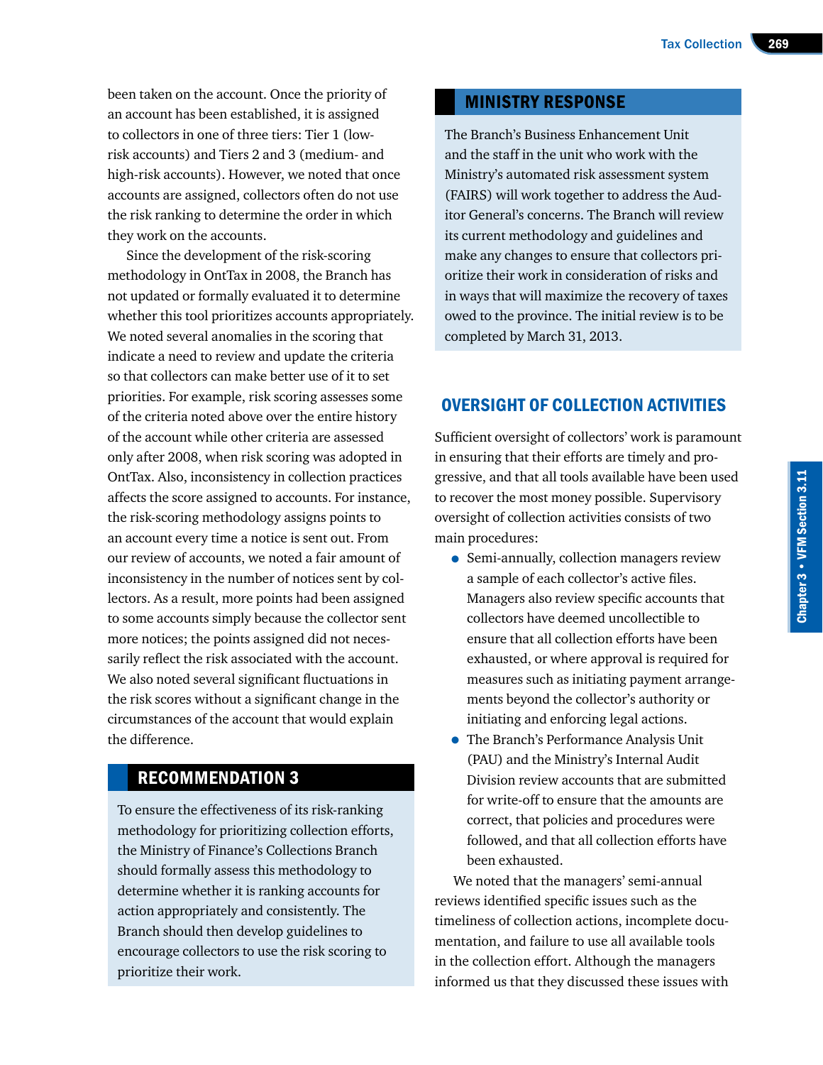been taken on the account. Once the priority of an account has been established, it is assigned to collectors in one of three tiers: Tier 1 (low-risk accounts) and Tiers 2 and 3 (medium- and high-risk accounts). However, we noted that once accounts are assigned, collectors often do not use the risk ranking to determine the order in which they work on the accounts.

Since the development of the risk-scoring methodology in OntTax in 2008, the Branch has not updated or formally evaluated it to determine whether this tool prioritizes accounts appropriately. We noted several anomalies in the scoring that indicate a need to review and update the criteria so that collectors can make better use of it to set priorities. For example, risk scoring assesses some of the criteria noted above over the entire history of the account while other criteria are assessed only after 2008, when risk scoring was adopted in OntTax. Also, inconsistency in collection practices affects the score assigned to accounts. For instance, the risk-scoring methodology assigns points to an account every time a notice is sent out. From our review of accounts, we noted a fair amount of inconsistency in the number of notices sent by collectors. As a result, more points had been assigned to some accounts simply because the collector sent more notices; the points assigned did not necessarily reflect the risk associated with the account. We also noted several significant fluctuations in the risk scores without a significant change in the circumstances of the account that would explain the difference.

## RECOMMENDATION 3

To ensure the effectiveness of its risk-ranking methodology for prioritizing collection efforts, the Ministry of Finance's Collections Branch should formally assess this methodology to determine whether it is ranking accounts for action appropriately and consistently. The Branch should then develop guidelines to encourage collectors to use the risk scoring to prioritize their work.

## MINISTRY RESPONSE

The Branch's Business Enhancement Unit and the staff in the unit who work with the Ministry's automated risk assessment system (FAIRS) will work together to address the Auditor General's concerns. The Branch will review its current methodology and guidelines and make any changes to ensure that collectors prioritize their work in consideration of risks and in ways that will maximize the recovery of taxes owed to the province. The initial review is to be completed by March 31, 2013.

## OVERSIGHT OF COLLECTION ACTIVITIES

Sufficient oversight of collectors' work is paramount in ensuring that their efforts are timely and progressive, and that all tools available have been used to recover the most money possible. Supervisory oversight of collection activities consists of two main procedures:

- Semi-annually, collection managers review a sample of each collector's active files. Managers also review specific accounts that collectors have deemed uncollectible to ensure that all collection efforts have been exhausted, or where approval is required for measures such as initiating payment arrangements beyond the collector's authority or initiating and enforcing legal actions.
- The Branch's Performance Analysis Unit (PAU) and the Ministry's Internal Audit Division review accounts that are submitted for write-off to ensure that the amounts are correct, that policies and procedures were followed, and that all collection efforts have been exhausted.

We noted that the managers' semi-annual reviews identified specific issues such as the timeliness of collection actions, incomplete documentation, and failure to use all available tools in the collection effort. Although the managers informed us that they discussed these issues with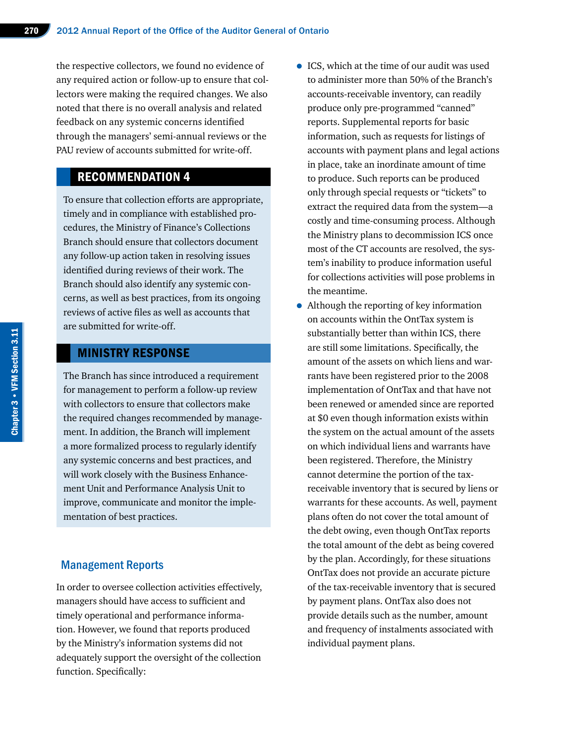the respective collectors, we found no evidence of any required action or follow-up to ensure that collectors were making the required changes. We also noted that there is no overall analysis and related feedback on any systemic concerns identified through the managers' semi-annual reviews or the PAU review of accounts submitted for write-off.

## RECOMMENDATION 4

To ensure that collection efforts are appropriate, timely and in compliance with established procedures, the Ministry of Finance's Collections Branch should ensure that collectors document any follow-up action taken in resolving issues identified during reviews of their work. The Branch should also identify any systemic concerns, as well as best practices, from its ongoing reviews of active files as well as accounts that are submitted for write-off.

## MINISTRY RESPONSE

The Branch has since introduced a requirement for management to perform a follow-up review with collectors to ensure that collectors make the required changes recommended by management. In addition, the Branch will implement a more formalized process to regularly identify any systemic concerns and best practices, and will work closely with the Business Enhancement Unit and Performance Analysis Unit to improve, communicate and monitor the implementation of best practices.

### Management Reports

In order to oversee collection activities effectively, managers should have access to sufficient and timely operational and performance information. However, we found that reports produced by the Ministry's information systems did not adequately support the oversight of the collection function. Specifically:

- ICS, which at the time of our audit was used to administer more than 50% of the Branch's accounts-receivable inventory, can readily produce only pre-programmed "canned" reports. Supplemental reports for basic information, such as requests for listings of accounts with payment plans and legal actions in place, take an inordinate amount of time to produce. Such reports can be produced only through special requests or "tickets" to extract the required data from the system—a costly and time-consuming process. Although the Ministry plans to decommission ICS once most of the CT accounts are resolved, the system's inability to produce information useful for collections activities will pose problems in the meantime.
- Although the reporting of key information on accounts within the OntTax system is substantially better than within ICS, there are still some limitations. Specifically, the amount of the assets on which liens and warrants have been registered prior to the 2008 implementation of OntTax and that have not been renewed or amended since are reported at $0 even though information exists within the system on the actual amount of the assets on which individual liens and warrants have been registered. Therefore, the Ministry cannot determine the portion of the tax-receivable inventory that is secured by liens or warrants for these accounts. As well, payment plans often do not cover the total amount of the debt owing, even though OntTax reports the total amount of the debt as being covered by the plan. Accordingly, for these situations OntTax does not provide an accurate picture of the tax-receivable inventory that is secured by payment plans. OntTax also does not provide details such as the number, amount and frequency of instalments associated with individual payment plans.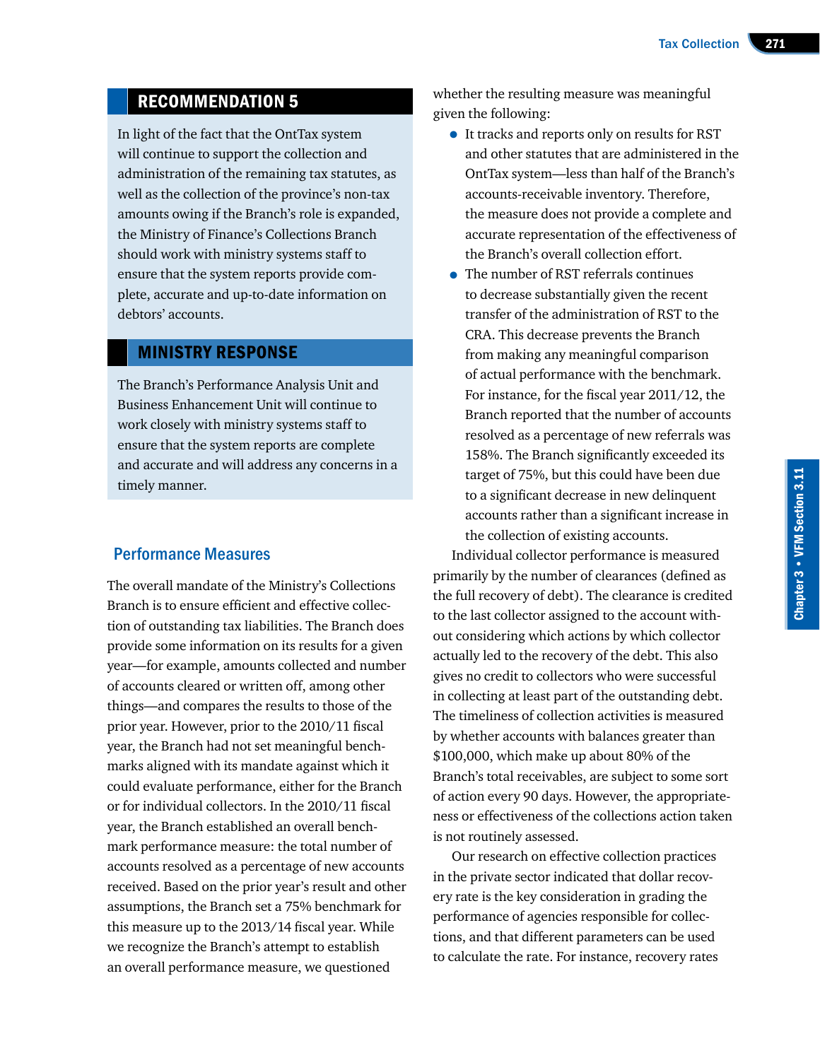## RECOMMENDATION 5

In light of the fact that the OntTax system will continue to support the collection and administration of the remaining tax statutes, as well as the collection of the province's non-tax amounts owing if the Branch's role is expanded, the Ministry of Finance's Collections Branch should work with ministry systems staff to ensure that the system reports provide complete, accurate and up-to-date information on debtors' accounts.

## MINISTRY RESPONSE

The Branch's Performance Analysis Unit and Business Enhancement Unit will continue to work closely with ministry systems staff to ensure that the system reports are complete and accurate and will address any concerns in a timely manner.

### Performance Measures

The overall mandate of the Ministry's Collections Branch is to ensure efficient and effective collection of outstanding tax liabilities. The Branch does provide some information on its results for a given year—for example, amounts collected and number of accounts cleared or written off, among other things—and compares the results to those of the prior year. However, prior to the 2010/11 fiscal year, the Branch had not set meaningful benchmarks aligned with its mandate against which it could evaluate performance, either for the Branch or for individual collectors. In the 2010/11 fiscal year, the Branch established an overall benchmark performance measure: the total number of accounts resolved as a percentage of new accounts received. Based on the prior year's result and other assumptions, the Branch set a 75% benchmark for this measure up to the 2013/14 fiscal year. While we recognize the Branch's attempt to establish an overall performance measure, we questioned whether the resulting measure was meaningful given the following:

- It tracks and reports only on results for RST and other statutes that are administered in the OntTax system—less than half of the Branch's accounts-receivable inventory. Therefore, the measure does not provide a complete and accurate representation of the effectiveness of the Branch's overall collection effort.
- The number of RST referrals continues to decrease substantially given the recent transfer of the administration of RST to the CRA. This decrease prevents the Branch from making any meaningful comparison of actual performance with the benchmark. For instance, for the fiscal year 2011/12, the Branch reported that the number of accounts resolved as a percentage of new referrals was 158%. The Branch significantly exceeded its target of 75%, but this could have been due to a significant decrease in new delinquent accounts rather than a significant increase in the collection of existing accounts.

Individual collector performance is measured primarily by the number of clearances (defined as the full recovery of debt). The clearance is credited to the last collector assigned to the account without considering which actions by which collector actually led to the recovery of the debt. This also gives no credit to collectors who were successful in collecting at least part of the outstanding debt. The timeliness of collection activities is measured by whether accounts with balances greater than $100,000, which make up about 80% of the Branch's total receivables, are subject to some sort of action every 90 days. However, the appropriateness or effectiveness of the collections action taken is not routinely assessed.

Our research on effective collection practices in the private sector indicated that dollar recovery rate is the key consideration in grading the performance of agencies responsible for collections, and that different parameters can be used to calculate the rate. For instance, recovery rates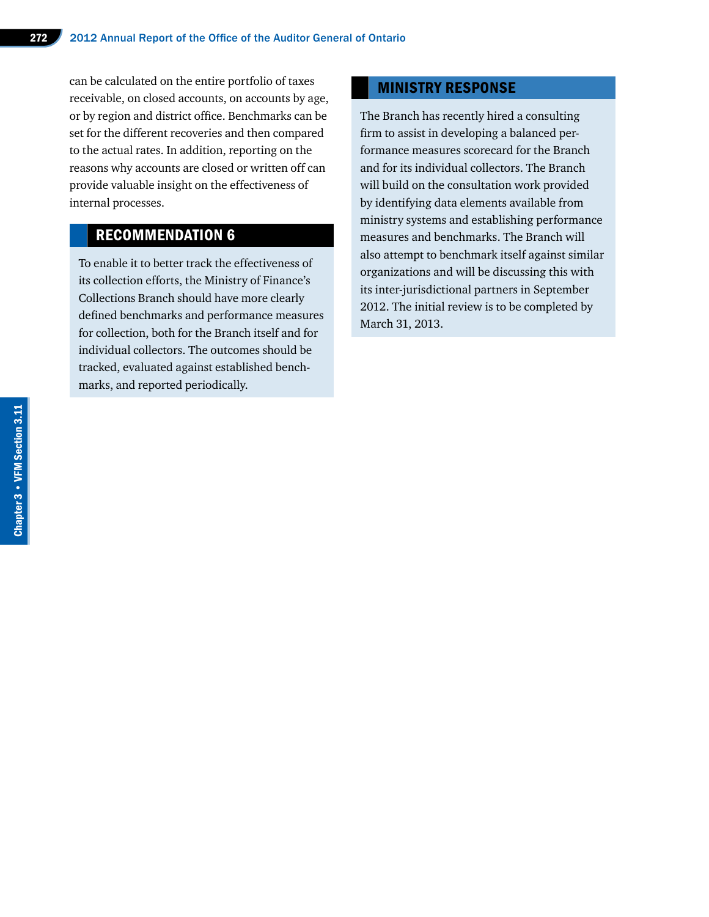can be calculated on the entire portfolio of taxes receivable, on closed accounts, on accounts by age, or by region and district office. Benchmarks can be set for the different recoveries and then compared to the actual rates. In addition, reporting on the reasons why accounts are closed or written off can provide valuable insight on the effectiveness of internal processes.

## RECOMMENDATION 6

To enable it to better track the effectiveness of its collection efforts, the Ministry of Finance's Collections Branch should have more clearly defined benchmarks and performance measures for collection, both for the Branch itself and for individual collectors. The outcomes should be tracked, evaluated against established benchmarks, and reported periodically.

## MINISTRY RESPONSE

The Branch has recently hired a consulting firm to assist in developing a balanced performance measures scorecard for the Branch and for its individual collectors. The Branch will build on the consultation work provided by identifying data elements available from ministry systems and establishing performance measures and benchmarks. The Branch will also attempt to benchmark itself against similar organizations and will be discussing this with its inter-jurisdictional partners in September 2012. The initial review is to be completed by March 31, 2013.